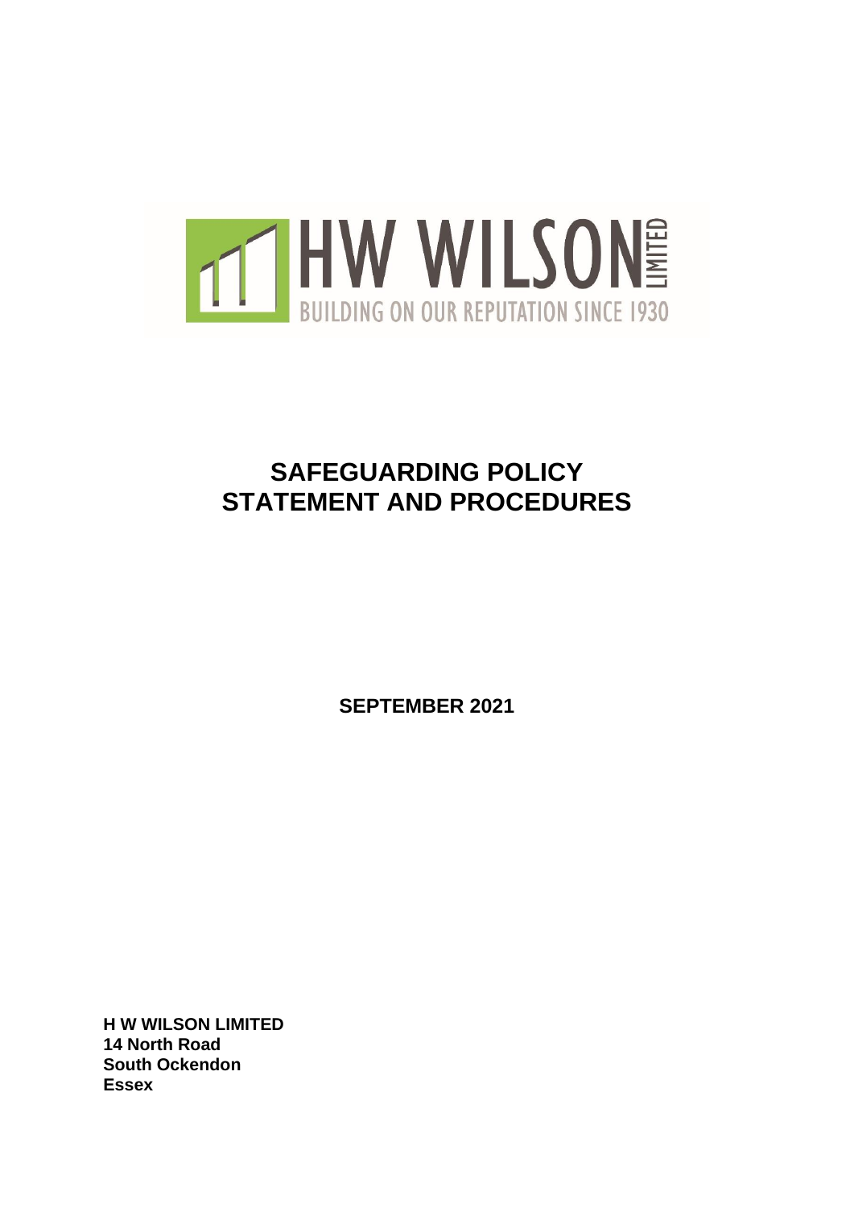HW WILSON LIMITED

BUILDING ON OUR REPUTATION SINCE 1930

# SAFEGUARDING POLICY STATEMENT AND PROCEDURES

**SEPTEMBER 2021**

**H W WILSON LIMITED**
**14 North Road**
**South Ockendon**
**Essex**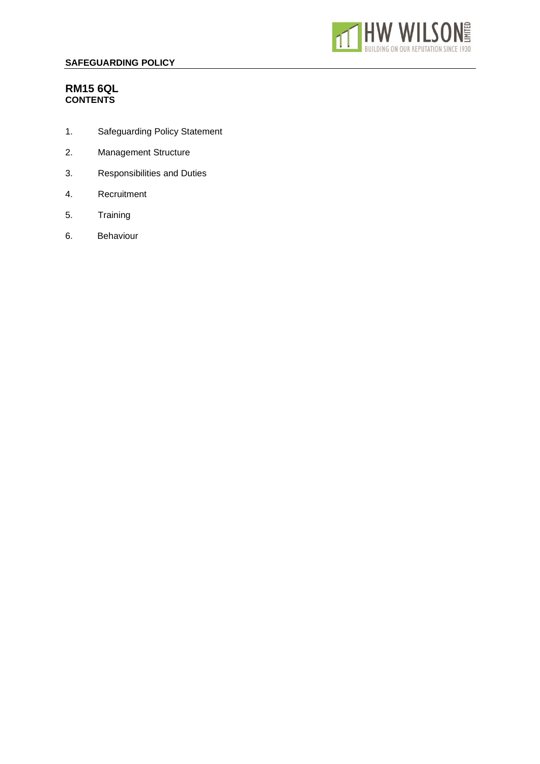## RM15 6QL

**CONTENTS**

1. Safeguarding Policy Statement
2. Management Structure
3. Responsibilities and Duties
4. Recruitment
5. Training
6. Behaviour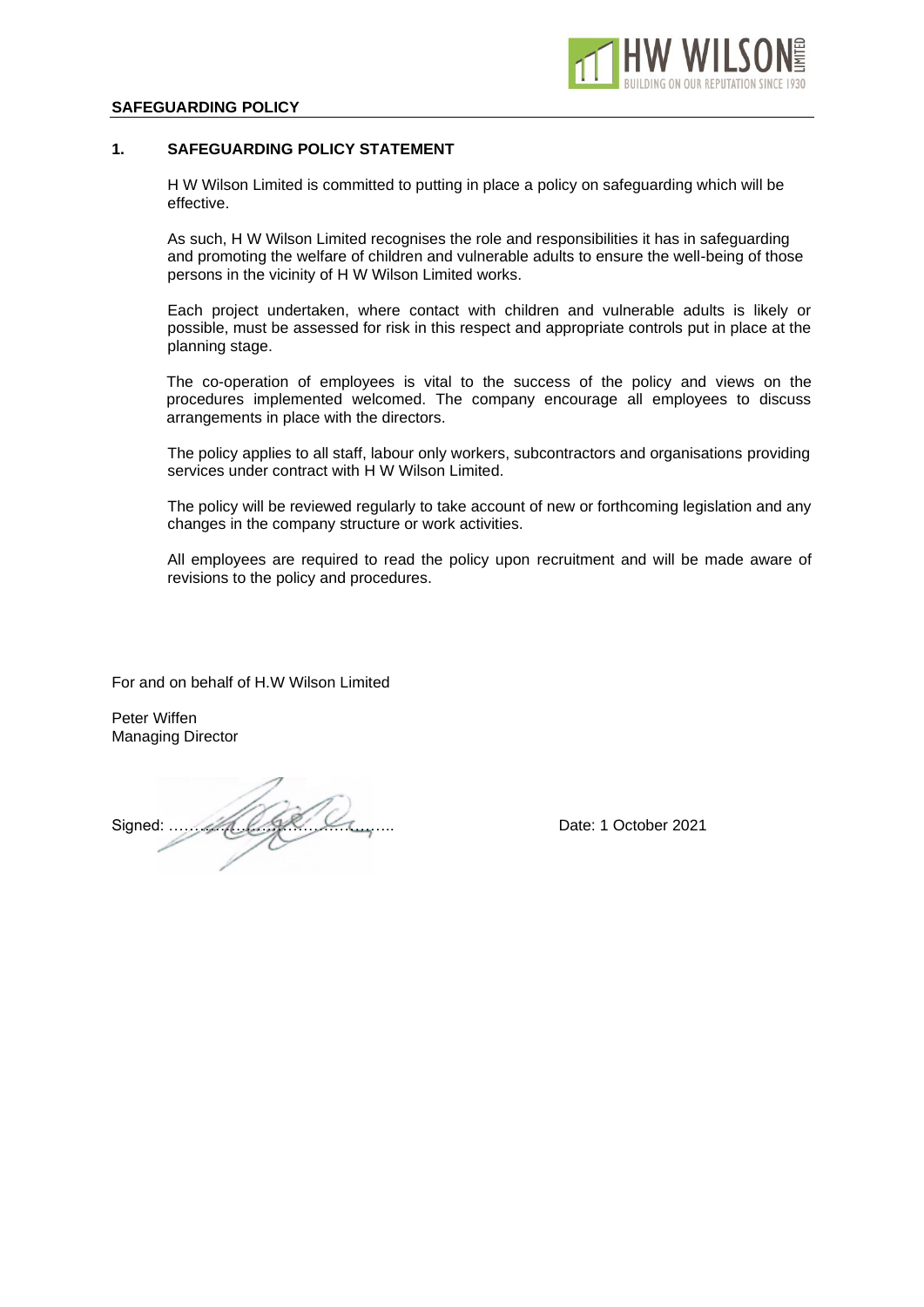**SAFEGUARDING POLICY**

## 1. SAFEGUARDING POLICY STATEMENT

H W Wilson Limited is committed to putting in place a policy on safeguarding which will be effective.

As such, H W Wilson Limited recognises the role and responsibilities it has in safeguarding and promoting the welfare of children and vulnerable adults to ensure the well-being of those persons in the vicinity of H W Wilson Limited works.

Each project undertaken, where contact with children and vulnerable adults is likely or possible, must be assessed for risk in this respect and appropriate controls put in place at the planning stage.

The co-operation of employees is vital to the success of the policy and views on the procedures implemented welcomed. The company encourage all employees to discuss arrangements in place with the directors.

The policy applies to all staff, labour only workers, subcontractors and organisations providing services under contract with H W Wilson Limited.

The policy will be reviewed regularly to take account of new or forthcoming legislation and any changes in the company structure or work activities.

All employees are required to read the policy upon recruitment and will be made aware of revisions to the policy and procedures.

For and on behalf of H.W Wilson Limited

Peter Wiffen
Managing Director

Signed: ……………………………………… Date: 1 October 2021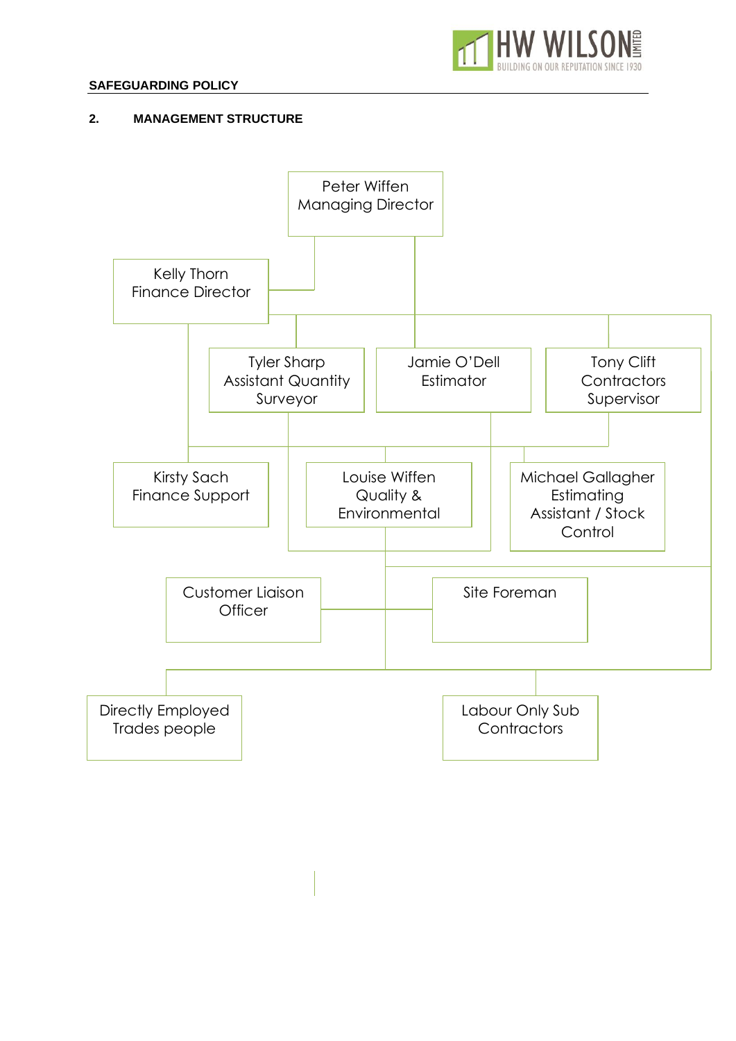## 2. MANAGEMENT STRUCTURE

Peter Wiffen
Managing Director

Kelly Thorn
Finance Director

Tyler Sharp
Assistant Quantity Surveyor

Jamie O'Dell
Estimator

Tony Clift
Contractors Supervisor

Kirsty Sach
Finance Support

Louise Wiffen
Quality & Environmental

Michael Gallagher
Estimating Assistant / Stock Control

Customer Liaison Officer

Site Foreman

Directly Employed Trades people

Labour Only Sub Contractors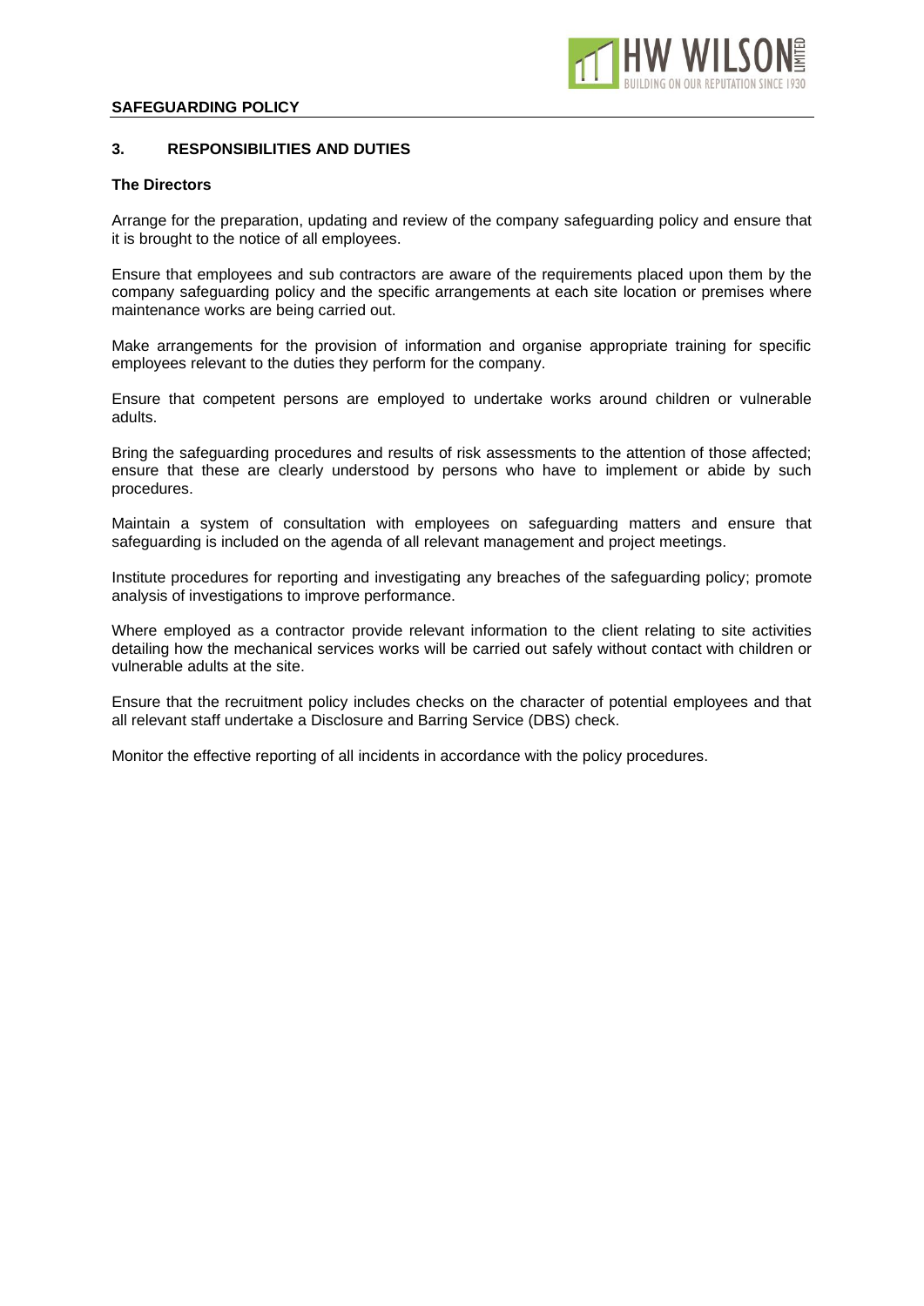## 3. RESPONSIBILITIES AND DUTIES

**The Directors**

Arrange for the preparation, updating and review of the company safeguarding policy and ensure that it is brought to the notice of all employees.

Ensure that employees and sub contractors are aware of the requirements placed upon them by the company safeguarding policy and the specific arrangements at each site location or premises where maintenance works are being carried out.

Make arrangements for the provision of information and organise appropriate training for specific employees relevant to the duties they perform for the company.

Ensure that competent persons are employed to undertake works around children or vulnerable adults.

Bring the safeguarding procedures and results of risk assessments to the attention of those affected; ensure that these are clearly understood by persons who have to implement or abide by such procedures.

Maintain a system of consultation with employees on safeguarding matters and ensure that safeguarding is included on the agenda of all relevant management and project meetings.

Institute procedures for reporting and investigating any breaches of the safeguarding policy; promote analysis of investigations to improve performance.

Where employed as a contractor provide relevant information to the client relating to site activities detailing how the mechanical services works will be carried out safely without contact with children or vulnerable adults at the site.

Ensure that the recruitment policy includes checks on the character of potential employees and that all relevant staff undertake a Disclosure and Barring Service (DBS) check.

Monitor the effective reporting of all incidents in accordance with the policy procedures.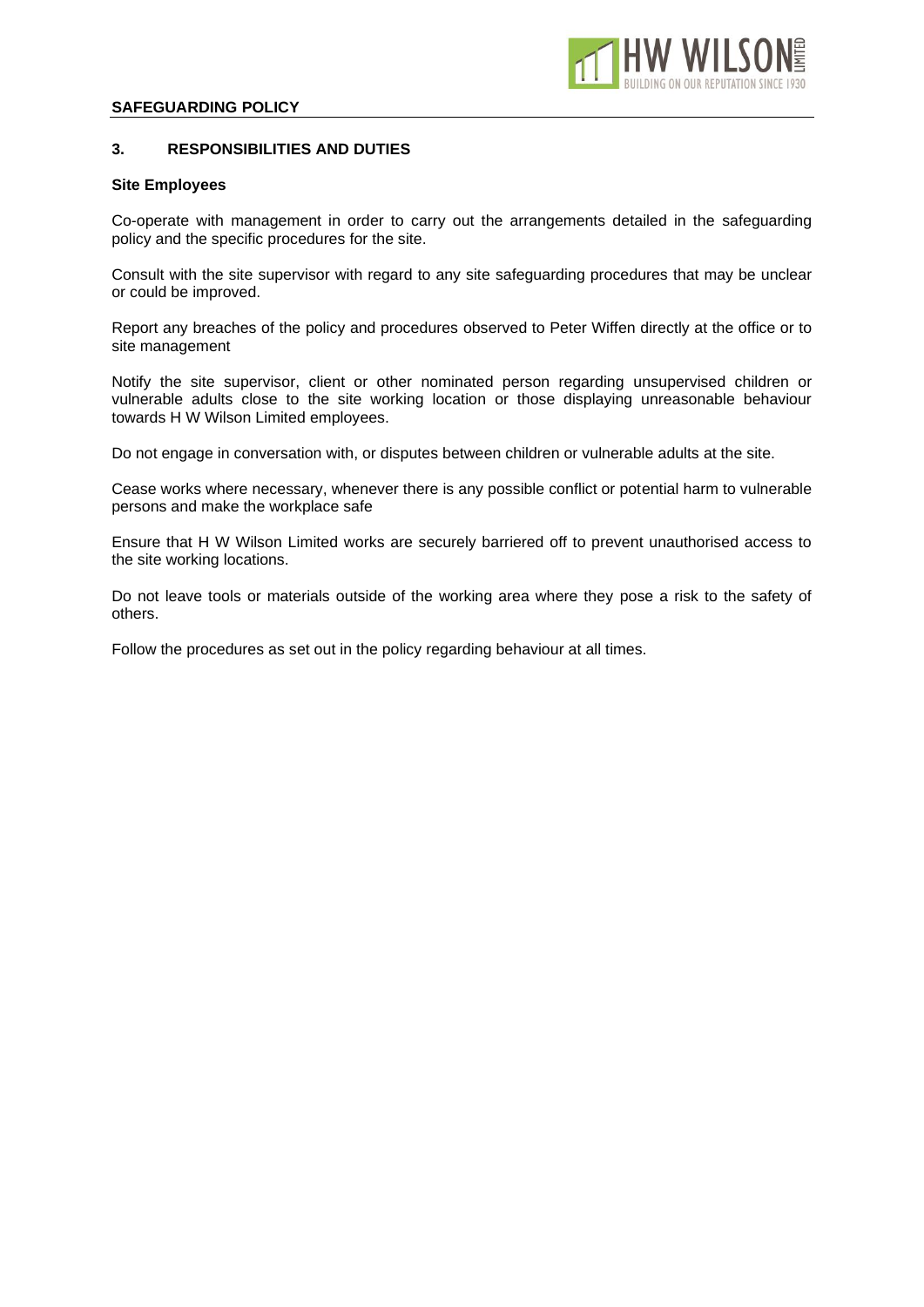## 3. RESPONSIBILITIES AND DUTIES

**Site Employees**

Co-operate with management in order to carry out the arrangements detailed in the safeguarding policy and the specific procedures for the site.

Consult with the site supervisor with regard to any site safeguarding procedures that may be unclear or could be improved.

Report any breaches of the policy and procedures observed to Peter Wiffen directly at the office or to site management

Notify the site supervisor, client or other nominated person regarding unsupervised children or vulnerable adults close to the site working location or those displaying unreasonable behaviour towards H W Wilson Limited employees.

Do not engage in conversation with, or disputes between children or vulnerable adults at the site.

Cease works where necessary, whenever there is any possible conflict or potential harm to vulnerable persons and make the workplace safe

Ensure that H W Wilson Limited works are securely barriered off to prevent unauthorised access to the site working locations.

Do not leave tools or materials outside of the working area where they pose a risk to the safety of others.

Follow the procedures as set out in the policy regarding behaviour at all times.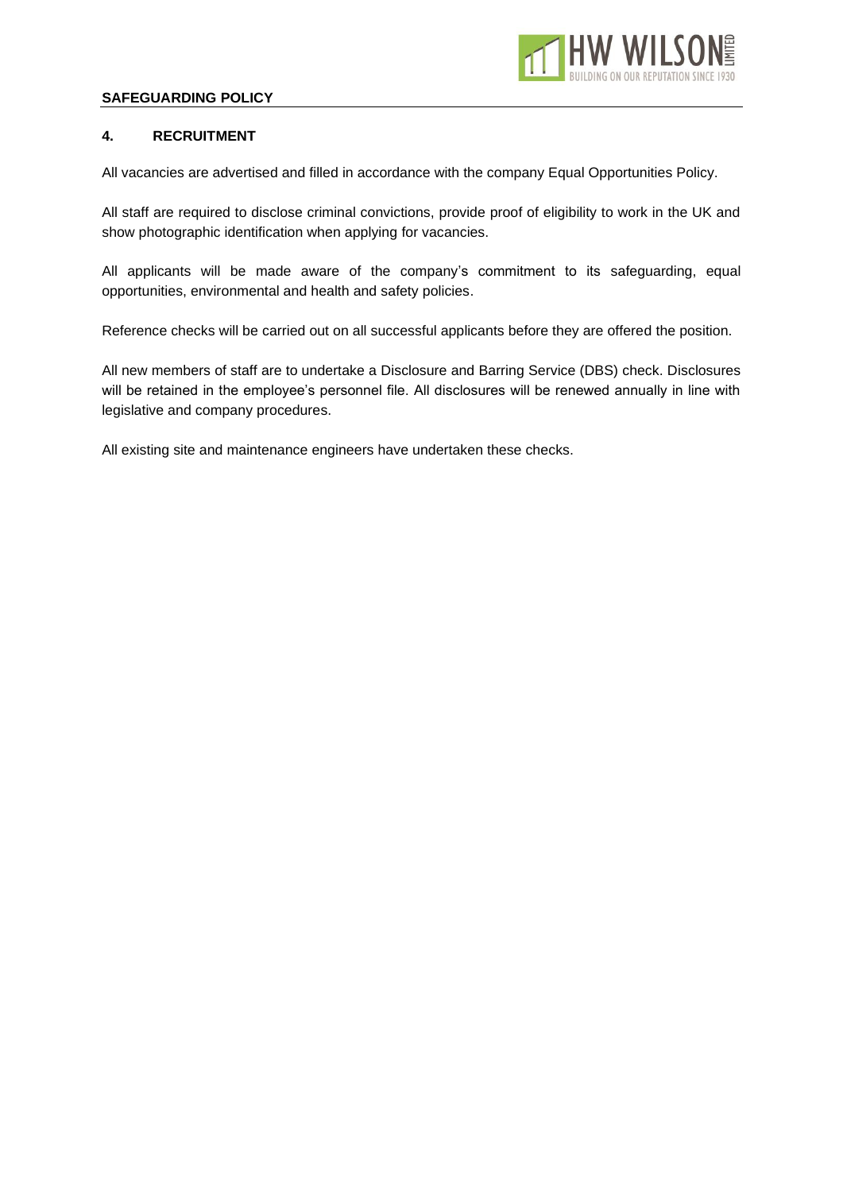## 4. RECRUITMENT

All vacancies are advertised and filled in accordance with the company Equal Opportunities Policy.

All staff are required to disclose criminal convictions, provide proof of eligibility to work in the UK and show photographic identification when applying for vacancies.

All applicants will be made aware of the company's commitment to its safeguarding, equal opportunities, environmental and health and safety policies.

Reference checks will be carried out on all successful applicants before they are offered the position.

All new members of staff are to undertake a Disclosure and Barring Service (DBS) check. Disclosures will be retained in the employee's personnel file. All disclosures will be renewed annually in line with legislative and company procedures.

All existing site and maintenance engineers have undertaken these checks.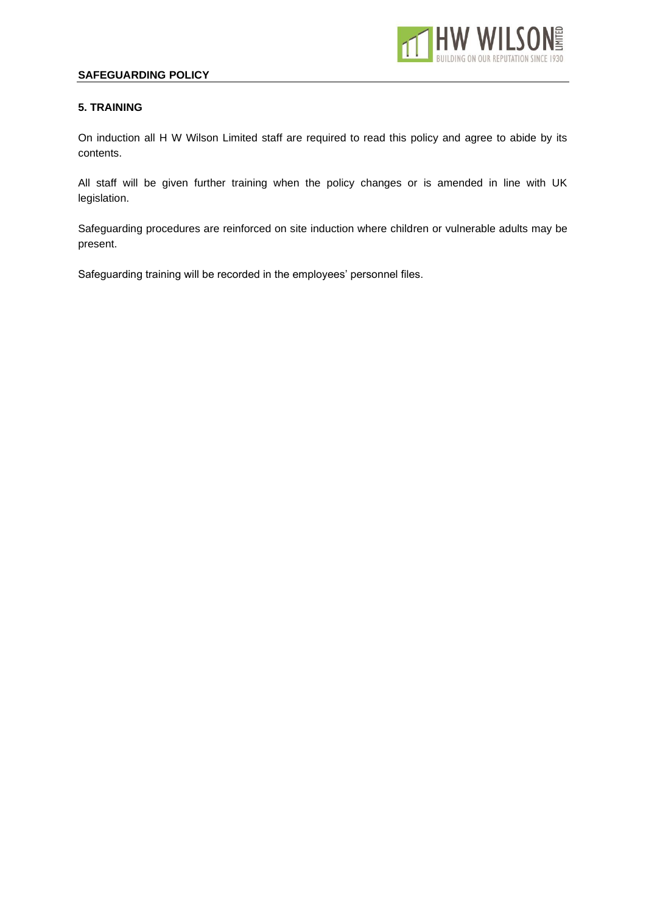## 5. TRAINING

On induction all H W Wilson Limited staff are required to read this policy and agree to abide by its contents.

All staff will be given further training when the policy changes or is amended in line with UK legislation.

Safeguarding procedures are reinforced on site induction where children or vulnerable adults may be present.

Safeguarding training will be recorded in the employees' personnel files.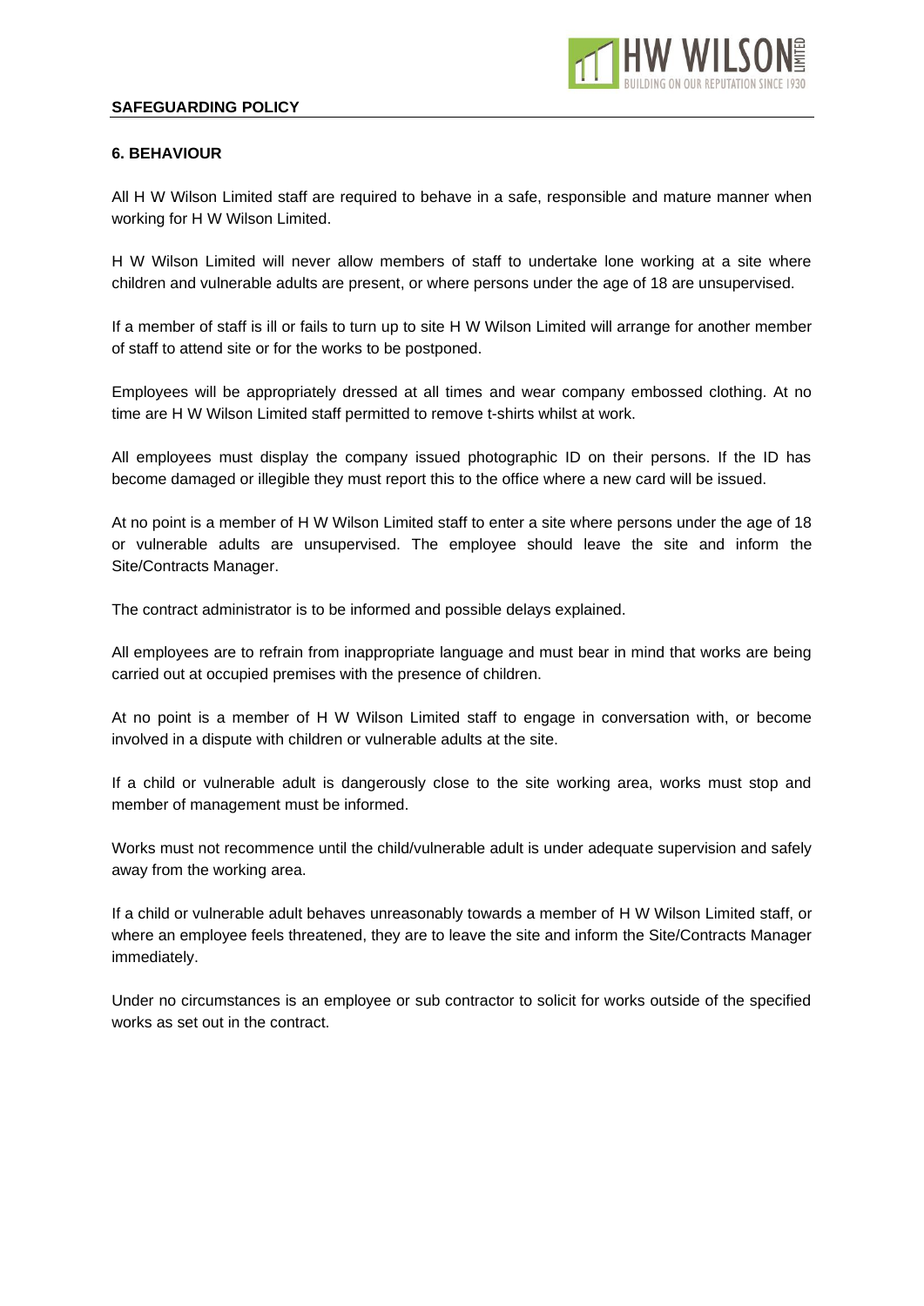## 6. BEHAVIOUR

All H W Wilson Limited staff are required to behave in a safe, responsible and mature manner when working for H W Wilson Limited.

H W Wilson Limited will never allow members of staff to undertake lone working at a site where children and vulnerable adults are present, or where persons under the age of 18 are unsupervised.

If a member of staff is ill or fails to turn up to site H W Wilson Limited will arrange for another member of staff to attend site or for the works to be postponed.

Employees will be appropriately dressed at all times and wear company embossed clothing. At no time are H W Wilson Limited staff permitted to remove t-shirts whilst at work.

All employees must display the company issued photographic ID on their persons. If the ID has become damaged or illegible they must report this to the office where a new card will be issued.

At no point is a member of H W Wilson Limited staff to enter a site where persons under the age of 18 or vulnerable adults are unsupervised. The employee should leave the site and inform the Site/Contracts Manager.

The contract administrator is to be informed and possible delays explained.

All employees are to refrain from inappropriate language and must bear in mind that works are being carried out at occupied premises with the presence of children.

At no point is a member of H W Wilson Limited staff to engage in conversation with, or become involved in a dispute with children or vulnerable adults at the site.

If a child or vulnerable adult is dangerously close to the site working area, works must stop and member of management must be informed.

Works must not recommence until the child/vulnerable adult is under adequate supervision and safely away from the working area.

If a child or vulnerable adult behaves unreasonably towards a member of H W Wilson Limited staff, or where an employee feels threatened, they are to leave the site and inform the Site/Contracts Manager immediately.

Under no circumstances is an employee or sub contractor to solicit for works outside of the specified works as set out in the contract.